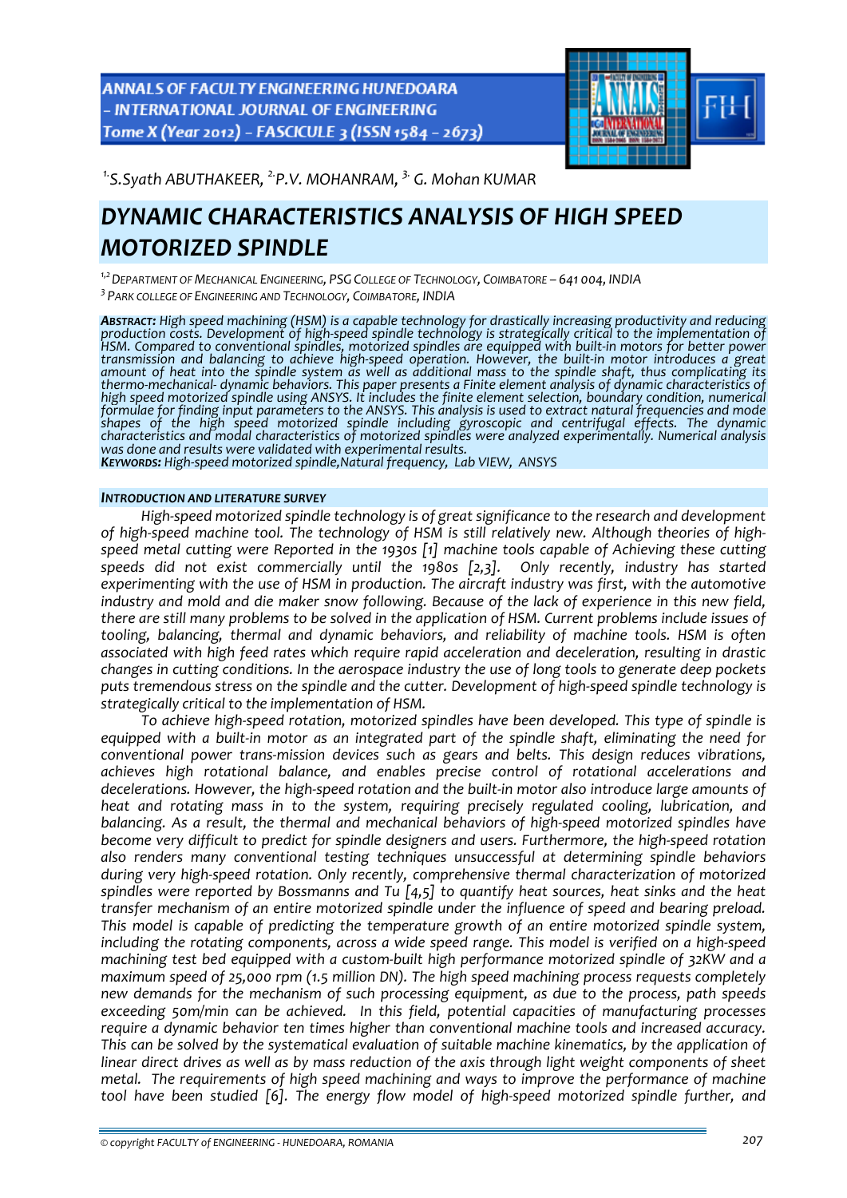[1.]S.Syath ABUTHAKEER, [2.]P.V. MOHANRAM, [3.] G. Mohan KUMAR

# DYNAMIC CHARACTERISTICS ANALYSIS OF HIGH SPEED MOTORIZED SPINDLE

[1,2] DEPARTMENT OF MECHANICAL ENGINEERING, PSG COLLEGE OF TECHNOLOGY, COIMBATORE – 641 004, INDIA
[3] PARK COLLEGE OF ENGINEERING AND TECHNOLOGY, COIMBATORE, INDIA

***ABSTRACT:*** *High speed machining (HSM) is a capable technology for drastically increasing productivity and reducing production costs. Development of high-speed spindle technology is strategically critical to the implementation of HSM. Compared to conventional spindles, motorized spindles are equipped with built-in motors for better power transmission and balancing to achieve high-speed operation. However, the built-in motor introduces a great amount of heat into the spindle system as well as additional mass to the spindle shaft, thus complicating its thermo-mechanical- dynamic behaviors. This paper presents a Finite element analysis of dynamic characteristics of high speed motorized spindle using ANSYS. It includes the finite element selection, boundary condition, numerical formulae for finding input parameters to the ANSYS. This analysis is used to extract natural frequencies and mode shapes of the high speed motorized spindle including gyroscopic and centrifugal effects. The dynamic characteristics and modal characteristics of motorized spindles were analyzed experimentally. Numerical analysis was done and results were validated with experimental results.*
***KEYWORDS:*** *High-speed motorized spindle,Natural frequency, Lab VIEW, ANSYS*

## *INTRODUCTION AND LITERATURE SURVEY*

*High-speed motorized spindle technology is of great significance to the research and development of high-speed machine tool. The technology of HSM is still relatively new. Although theories of high-speed metal cutting were Reported in the 1930s [1] machine tools capable of Achieving these cutting speeds did not exist commercially until the 1980s [2,3]. Only recently, industry has started experimenting with the use of HSM in production. The aircraft industry was first, with the automotive industry and mold and die maker snow following. Because of the lack of experience in this new field, there are still many problems to be solved in the application of HSM. Current problems include issues of tooling, balancing, thermal and dynamic behaviors, and reliability of machine tools. HSM is often associated with high feed rates which require rapid acceleration and deceleration, resulting in drastic changes in cutting conditions. In the aerospace industry the use of long tools to generate deep pockets puts tremendous stress on the spindle and the cutter. Development of high-speed spindle technology is strategically critical to the implementation of HSM.*

*To achieve high-speed rotation, motorized spindles have been developed. This type of spindle is equipped with a built-in motor as an integrated part of the spindle shaft, eliminating the need for conventional power trans-mission devices such as gears and belts. This design reduces vibrations, achieves high rotational balance, and enables precise control of rotational accelerations and decelerations. However, the high-speed rotation and the built-in motor also introduce large amounts of heat and rotating mass in to the system, requiring precisely regulated cooling, lubrication, and balancing. As a result, the thermal and mechanical behaviors of high-speed motorized spindles have become very difficult to predict for spindle designers and users. Furthermore, the high-speed rotation also renders many conventional testing techniques unsuccessful at determining spindle behaviors during very high-speed rotation. Only recently, comprehensive thermal characterization of motorized spindles were reported by Bossmanns and Tu [4,5] to quantify heat sources, heat sinks and the heat transfer mechanism of an entire motorized spindle under the influence of speed and bearing preload. This model is capable of predicting the temperature growth of an entire motorized spindle system, including the rotating components, across a wide speed range. This model is verified on a high-speed machining test bed equipped with a custom-built high performance motorized spindle of 32KW and a maximum speed of 25,000 rpm (1.5 million DN). The high speed machining process requests completely new demands for the mechanism of such processing equipment, as due to the process, path speeds exceeding 50m/min can be achieved. In this field, potential capacities of manufacturing processes require a dynamic behavior ten times higher than conventional machine tools and increased accuracy. This can be solved by the systematical evaluation of suitable machine kinematics, by the application of linear direct drives as well as by mass reduction of the axis through light weight components of sheet metal. The requirements of high speed machining and ways to improve the performance of machine tool have been studied [6]. The energy flow model of high-speed motorized spindle further, and*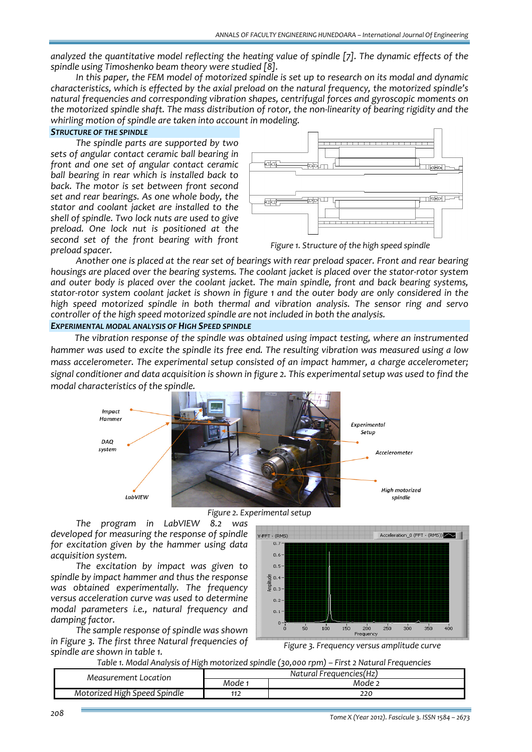*analyzed the quantitative model reflecting the heating value of spindle [7]. The dynamic effects of the spindle using Timoshenko beam theory were studied [8].*

*In this paper, the FEM model of motorized spindle is set up to research on its modal and dynamic characteristics, which is effected by the axial preload on the natural frequency, the motorized spindle's natural frequencies and corresponding vibration shapes, centrifugal forces and gyroscopic moments on the motorized spindle shaft. The mass distribution of rotor, the non-linearity of bearing rigidity and the whirling motion of spindle are taken into account in modeling.*

## STRUCTURE OF THE SPINDLE

*The spindle parts are supported by two sets of angular contact ceramic ball bearing in front and one set of angular contact ceramic ball bearing in rear which is installed back to back. The motor is set between front second set and rear bearings. As one whole body, the stator and coolant jacket are installed to the shell of spindle. Two lock nuts are used to give preload. One lock nut is positioned at the second set of the front bearing with front preload spacer.*

*Figure 1. Structure of the high speed spindle*

*Another one is placed at the rear set of bearings with rear preload spacer. Front and rear bearing housings are placed over the bearing systems. The coolant jacket is placed over the stator-rotor system and outer body is placed over the coolant jacket. The main spindle, front and back bearing systems, stator-rotor system coolant jacket is shown in figure 1 and the outer body are only considered in the high speed motorized spindle in both thermal and vibration analysis. The sensor ring and servo controller of the high speed motorized spindle are not included in both the analysis.*

## EXPERIMENTAL MODAL ANALYSIS OF HIGH SPEED SPINDLE

*The vibration response of the spindle was obtained using impact testing, where an instrumented hammer was used to excite the spindle its free end. The resulting vibration was measured using a low mass accelerometer. The experimental setup consisted of an impact hammer, a charge accelerometer; signal conditioner and data acquisition is shown in figure 2. This experimental setup was used to find the modal characteristics of the spindle.*

*Figure 2. Experimental setup*

*The program in LabVIEW 8.2 was developed for measuring the response of spindle for excitation given by the hammer using data acquisition system.*

*The excitation by impact was given to spindle by impact hammer and thus the response was obtained experimentally. The frequency versus acceleration curve was used to determine modal parameters i.e., natural frequency and damping factor.*

*The sample response of spindle was shown in Figure 3. The first three Natural frequencies of spindle are shown in table 1.*

*Figure 3. Frequency versus amplitude curve*

*Table 1. Modal Analysis of High motorized Spindle (30,000 rpm) – First 2 Natural Frequencies*

| Measurement Location | Natural Frequencies(Hz) | |
|---|---|---|
| | Mode 1 | Mode 2 |
| Motorized High Speed Spindle | 112 | 220 |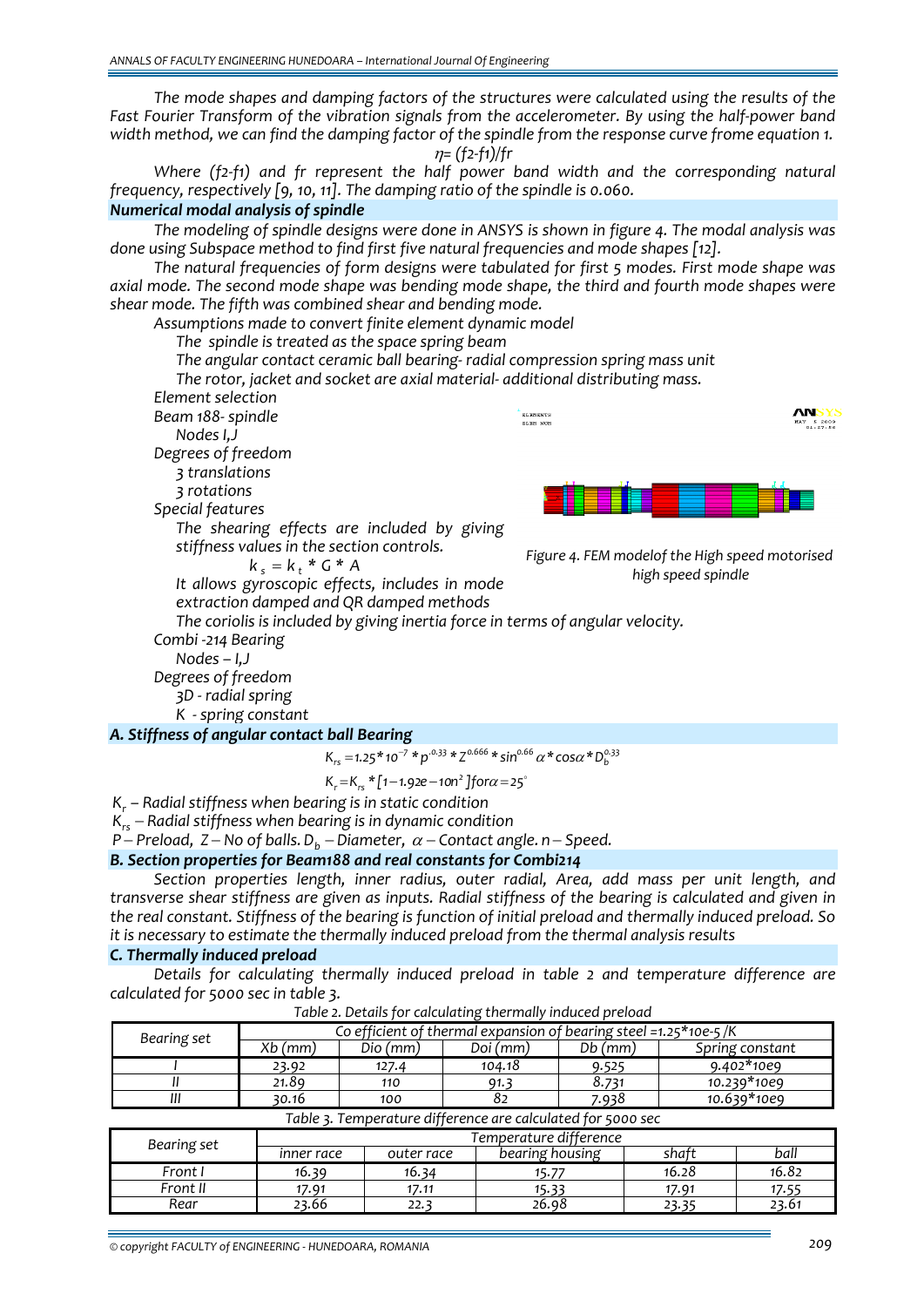*The mode shapes and damping factors of the structures were calculated using the results of the Fast Fourier Transform of the vibration signals from the accelerometer. By using the half-power band width method, we can find the damping factor of the spindle from the response curve frome equation 1.*

$$\eta = (f2\text{-}f1)/fr$$

*Where (f2-f1) and fr represent the half power band width and the corresponding natural frequency, respectively [9, 10, 11]. The damping ratio of the spindle is 0.060.*

### *Numerical modal analysis of spindle*

*The modeling of spindle designs were done in ANSYS is shown in figure 4. The modal analysis was done using Subspace method to find first five natural frequencies and mode shapes [12].*

*The natural frequencies of form designs were tabulated for first 5 modes. First mode shape was axial mode. The second mode shape was bending mode shape, the third and fourth mode shapes were shear mode. The fifth was combined shear and bending mode.*

*Assumptions made to convert finite element dynamic model*

*The spindle is treated as the space spring beam*

*The angular contact ceramic ball bearing- radial compression spring mass unit*

*The rotor, jacket and socket are axial material- additional distributing mass.*

*Element selection*

*Beam 188- spindle*

*Nodes I,J*

*Degrees of freedom*

*3 translations*

*3 rotations*

*Special features*

*The shearing effects are included by giving stiffness values in the section controls.*

$$k_s = k_t * G * A$$

*It allows gyroscopic effects, includes in mode extraction damped and QR damped methods*

*The coriolis is included by giving inertia force in terms of angular velocity.*

*Figure 4. FEM modelof the High speed motorised high speed spindle*

*Combi -214 Bearing*

*Nodes – I,J*

*Degrees of freedom*

*3D - radial spring*

*K - spring constant*

### *A. Stiffness of angular contact ball Bearing*

$$K_{rs} = 1.25 * 10^{-7} * p^{.0.33} * Z^{0.666} * \sin^{0.66}\alpha * \cos\alpha * D_b^{0.33}$$

$$K_r = K_{rs} * [1 - 1.92e - 10n^2] for \alpha = 25^{\circ}$$

*$K_r$ – Radial stiffness when bearing is in static condition*

*$K_{rs}$ – Radial stiffness when bearing is in dynamic condition*

*P – Preload, Z – No of balls. $D_b$ – Diameter, $\alpha$ – Contact angle. n – Speed.*

### *B. Section properties for Beam188 and real constants for Combi214*

*Section properties length, inner radius, outer radial, Area, add mass per unit length, and transverse shear stiffness are given as inputs. Radial stiffness of the bearing is calculated and given in the real constant. Stiffness of the bearing is function of initial preload and thermally induced preload. So it is necessary to estimate the thermally induced preload from the thermal analysis results*

### *C. Thermally induced preload*

*Details for calculating thermally induced preload in table 2 and temperature difference are calculated for 5000 sec in table 3.*

*Table 2. Details for calculating thermally induced preload*

| Bearing set | Co efficient of thermal expansion of bearing steel =1.25*10e-5 /K | | | | |
|---|---|---|---|---|---|
| | Xb (mm) | Dio (mm) | Doi (mm) | Db (mm) | Spring constant |
| I | 23.92 | 127.4 | 104.18 | 9.525 | 9.402*10e9 |
| II | 21.89 | 110 | 91.3 | 8.731 | 10.239*10e9 |
| III | 30.16 | 100 | 82 | 7.938 | 10.639*10e9 |

*Table 3. Temperature difference are calculated for 5000 sec*

| Bearing set | Temperature difference | | | | |
|---|---|---|---|---|---|
| | inner race | outer race | bearing housing | shaft | ball |
| Front I | 16.39 | 16.34 | 15.77 | 16.28 | 16.82 |
| Front II | 17.91 | 17.11 | 15.33 | 17.91 | 17.55 |
| Rear | 23.66 | 22.3 | 26.98 | 23.35 | 23.61 |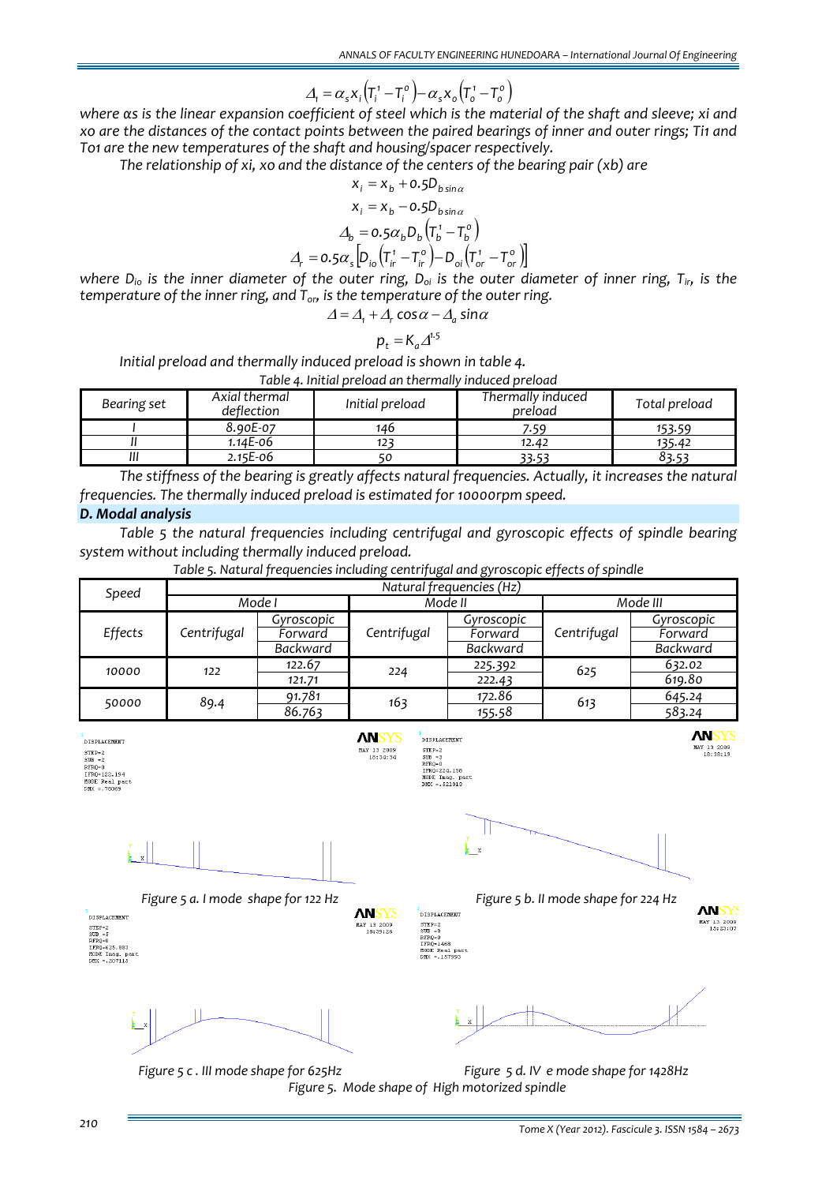$$\Delta_t = \alpha_s x_i \left(T_i^1 - T_i^o\right) - \alpha_s x_o \left(T_o^1 - T_o^o\right)$$

*where αs is the linear expansion coefficient of steel which is the material of the shaft and sleeve; xi and xo are the distances of the contact points between the paired bearings of inner and outer rings; Ti1 and To1 are the new temperatures of the shaft and housing/spacer respectively.*

*The relationship of xi, xo and the distance of the centers of the bearing pair (xb) are*

$$x_i = x_b + 0.5D_{b\sin\alpha}$$

$$x_i = x_b - 0.5D_{b\sin\alpha}$$

$$\Delta_b = 0.5\alpha_b D_b \left(T_b^1 - T_b^o\right)$$

$$\Delta_r = 0.5\alpha_s \left[D_{io}\left(T_{ir}^1 - T_{ir}^o\right) - D_{oi}\left(T_{or}^1 - T_{or}^o\right)\right]$$

*where $D_{io}$ is the inner diameter of the outer ring, $D_{oi}$ is the outer diameter of inner ring, $T_{ir}$, is the temperature of the inner ring, and $T_{or}$, is the temperature of the outer ring.*

$$\Delta = \Delta_t + \Delta_r \cos\alpha - \Delta_a \sin\alpha$$

$$p_t = K_a \Delta^{1.5}$$

*Initial preload and thermally induced preload is shown in table 4.*

*Table 4. Initial preload an thermally induced preload*

| Bearing set | Axial thermal deflection | Initial preload | Thermally induced preload | Total preload |
|---|---|---|---|---|
| I | 8.90E-07 | 146 | 7.59 | 153.59 |
| II | 1.14E-06 | 123 | 12.42 | 135.42 |
| III | 2.15E-06 | 50 | 33.53 | 83.53 |

*The stiffness of the bearing is greatly affects natural frequencies. Actually, it increases the natural frequencies. The thermally induced preload is estimated for 10000rpm speed.*

### *D. Modal analysis*

*Table 5 the natural frequencies including centrifugal and gyroscopic effects of spindle bearing system without including thermally induced preload.*

*Table 5. Natural frequencies including centrifugal and gyroscopic effects of spindle*

| Speed | Natural frequencies (Hz) | | | | | |
|---|---|---|---|---|---|---|
| | Mode I | | Mode II | | Mode III | |
| Effects | Centrifugal | Gyroscopic Forward / Backward | Centrifugal | Gyroscopic Forward / Backward | Centrifugal | Gyroscopic Forward / Backward |
| 10000 | 122 | 122.67 / 121.71 | 224 | 225.392 / 222.43 | 625 | 632.02 / 619.80 |
| 50000 | 89.4 | 91.781 / 86.763 | 163 | 172.86 / 155.58 | 613 | 645.24 / 583.24 |

*Figure 5 a. I mode shape for 122 Hz*

*Figure 5 b. II mode shape for 224 Hz*

*Figure 5 c . III mode shape for 625Hz*

*Figure 5 d. IV e mode shape for 1428Hz*

*Figure 5. Mode shape of High motorized spindle*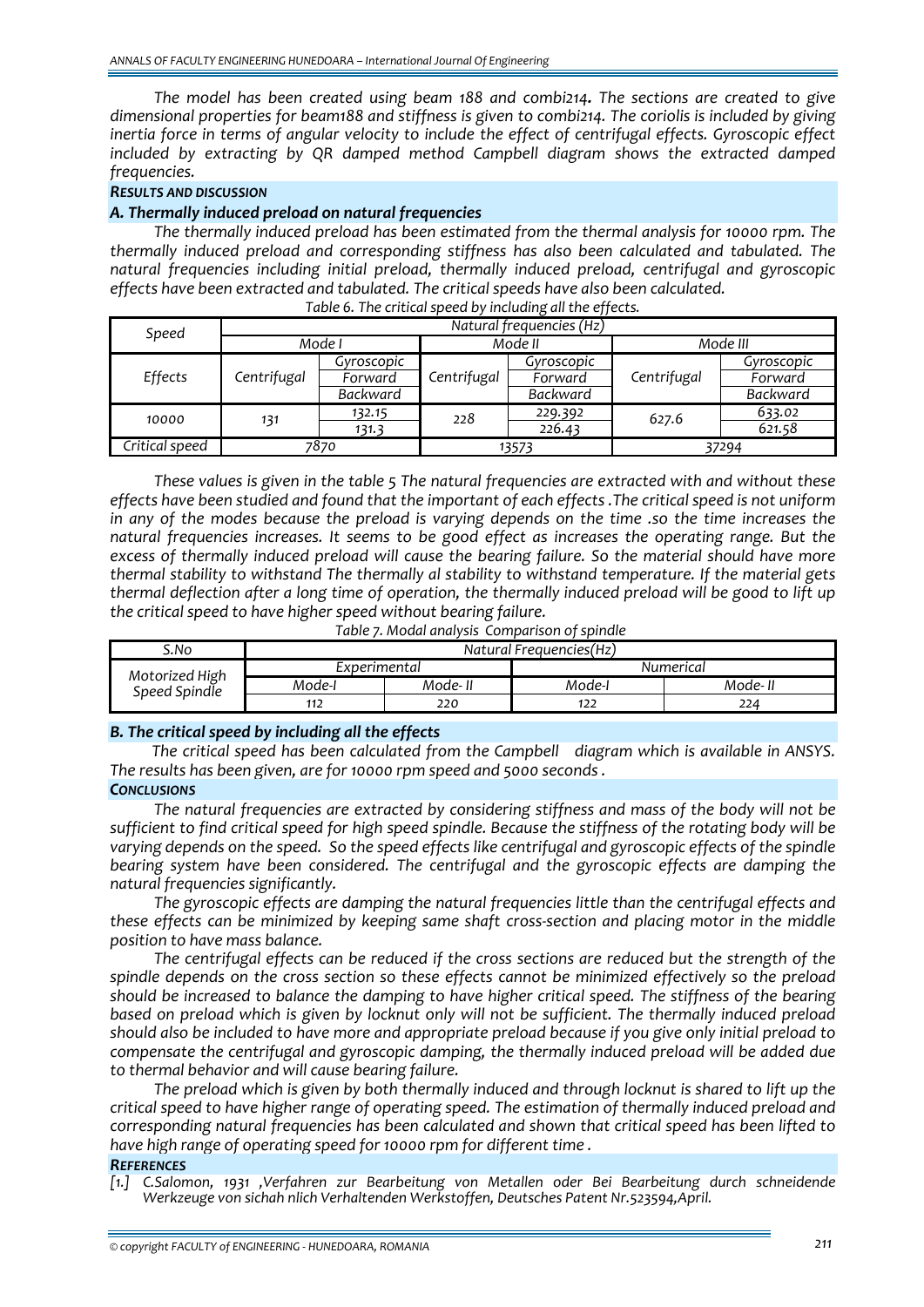*The model has been created using beam 188 and combi214. The sections are created to give dimensional properties for beam188 and stiffness is given to combi214. The coriolis is included by giving inertia force in terms of angular velocity to include the effect of centrifugal effects. Gyroscopic effect included by extracting by QR damped method Campbell diagram shows the extracted damped frequencies.*

## *RESULTS AND DISCUSSION*

### *A. Thermally induced preload on natural frequencies*

*The thermally induced preload has been estimated from the thermal analysis for 10000 rpm. The thermally induced preload and corresponding stiffness has also been calculated and tabulated. The natural frequencies including initial preload, thermally induced preload, centrifugal and gyroscopic effects have been extracted and tabulated. The critical speeds have also been calculated.*

*Table 6. The critical speed by including all the effects.*

| Speed | Natural frequencies (Hz) | | | | | |
|---|---|---|---|---|---|---|
| | Mode I | | Mode II | | Mode III | |
| Effects | Centrifugal | Gyroscopic Forward / Backward | Centrifugal | Gyroscopic Forward / Backward | Centrifugal | Gyroscopic Forward / Backward |
| 10000 | 131 | 132.15 / 131.3 | 228 | 229.392 / 226.43 | 627.6 | 633.02 / 621.58 |
| Critical speed | 7870 | | 13573 | | 37294 | |

*These values is given in the table 5 The natural frequencies are extracted with and without these effects have been studied and found that the important of each effects .The critical speed is not uniform in any of the modes because the preload is varying depends on the time .so the time increases the natural frequencies increases. It seems to be good effect as increases the operating range. But the excess of thermally induced preload will cause the bearing failure. So the material should have more thermal stability to withstand The thermally al stability to withstand temperature. If the material gets thermal deflection after a long time of operation, the thermally induced preload will be good to lift up the critical speed to have higher speed without bearing failure.*

*Table 7. Modal analysis Comparison of spindle*

| S.No | Natural Frequencies(Hz) | | | |
|---|---|---|---|---|
| | Experimental | | Numerical | |
| Motorized High Speed Spindle | Mode-I | Mode- II | Mode-I | Mode- II |
| | 112 | 220 | 122 | 224 |

### *B. The critical speed by including all the effects*

*The critical speed has been calculated from the Campbell diagram which is available in ANSYS. The results has been given, are for 10000 rpm speed and 5000 seconds .*

## *CONCLUSIONS*

*The natural frequencies are extracted by considering stiffness and mass of the body will not be sufficient to find critical speed for high speed spindle. Because the stiffness of the rotating body will be varying depends on the speed. So the speed effects like centrifugal and gyroscopic effects of the spindle bearing system have been considered. The centrifugal and the gyroscopic effects are damping the natural frequencies significantly.*

*The gyroscopic effects are damping the natural frequencies little than the centrifugal effects and these effects can be minimized by keeping same shaft cross-section and placing motor in the middle position to have mass balance.*

*The centrifugal effects can be reduced if the cross sections are reduced but the strength of the spindle depends on the cross section so these effects cannot be minimized effectively so the preload should be increased to balance the damping to have higher critical speed. The stiffness of the bearing based on preload which is given by locknut only will not be sufficient. The thermally induced preload should also be included to have more and appropriate preload because if you give only initial preload to compensate the centrifugal and gyroscopic damping, the thermally induced preload will be added due to thermal behavior and will cause bearing failure.*

*The preload which is given by both thermally induced and through locknut is shared to lift up the critical speed to have higher range of operating speed. The estimation of thermally induced preload and corresponding natural frequencies has been calculated and shown that critical speed has been lifted to have high range of operating speed for 10000 rpm for different time .*

## *REFERENCES*

*[1.] C.Salomon, 1931 ,Verfahren zur Bearbeitung von Metallen oder Bei Bearbeitung durch schneidende Werkzeuge von sichah nlich Verhaltenden Werkstoffen, Deutsches Patent Nr.523594,April.*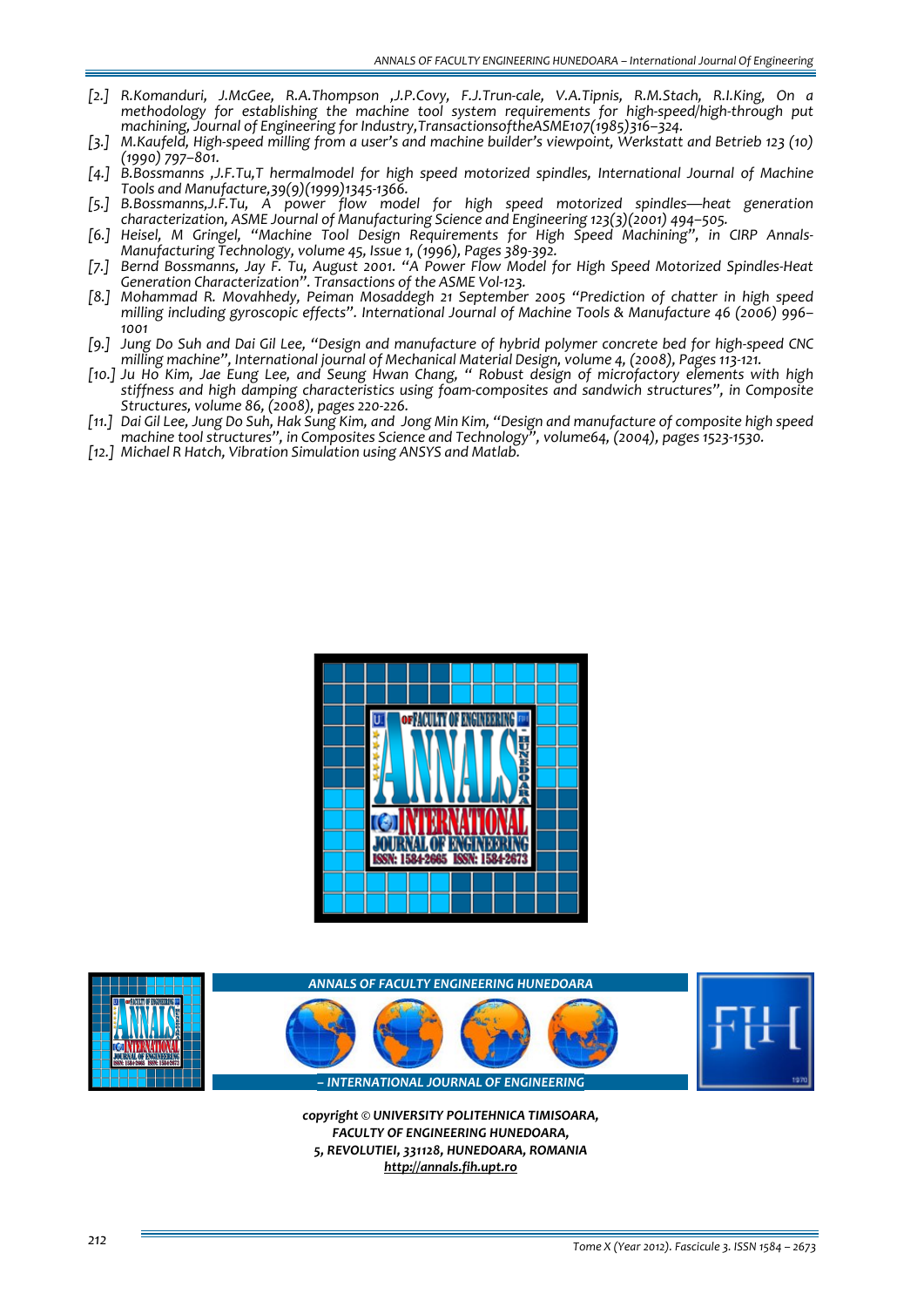- [2.] R.Komanduri, J.McGee, R.A.Thompson ,J.P.Covy, F.J.Trun-cale, V.A.Tipnis, R.M.Stach, R.I.King, On a methodology for establishing the machine tool system requirements for high-speed/high-through put machining, Journal of Engineering for Industry,TransactionsoftheASME107(1985)316–324.
- [3.] M.Kaufeld, High-speed milling from a user's and machine builder's viewpoint, Werkstatt and Betrieb 123 (10) (1990) 797–801.
- [4.] B.Bossmanns ,J.F.Tu,T hermalmodel for high speed motorized spindles, International Journal of Machine Tools and Manufacture,39(9)(1999)1345-1366.
- [5.] B.Bossmanns,J.F.Tu, A power flow model for high speed motorized spindles—heat generation characterization, ASME Journal of Manufacturing Science and Engineering 123(3)(2001) 494–505.
- [6.] Heisel, M Gringel, "Machine Tool Design Requirements for High Speed Machining", in CIRP Annals-Manufacturing Technology, volume 45, Issue 1, (1996), Pages 389-392.
- [7.] Bernd Bossmanns, Jay F. Tu, August 2001. "A Power Flow Model for High Speed Motorized Spindles-Heat Generation Characterization". Transactions of the ASME Vol-123.
- [8.] Mohammad R. Movahhedy, Peiman Mosaddegh 21 September 2005 "Prediction of chatter in high speed milling including gyroscopic effects". International Journal of Machine Tools & Manufacture 46 (2006) 996–1001
- [9.] Jung Do Suh and Dai Gil Lee, "Design and manufacture of hybrid polymer concrete bed for high-speed CNC milling machine", International journal of Mechanical Material Design, volume 4, (2008), Pages 113-121.
- [10.] Ju Ho Kim, Jae Eung Lee, and Seung Hwan Chang, " Robust design of microfactory elements with high stiffness and high damping characteristics using foam-composites and sandwich structures", in Composite Structures, volume 86, (2008), pages 220-226.
- [11.] Dai Gil Lee, Jung Do Suh, Hak Sung Kim, and Jong Min Kim, "Design and manufacture of composite high speed machine tool structures", in Composites Science and Technology", volume64, (2004), pages 1523-1530.
- [12.] Michael R Hatch, Vibration Simulation using ANSYS and Matlab.

ANNALS OF FACULTY ENGINEERING HUNEDOARA

– INTERNATIONAL JOURNAL OF ENGINEERING

***copyright © UNIVERSITY POLITEHNICA TIMISOARA,***
***FACULTY OF ENGINEERING HUNEDOARA,***
***5, REVOLUTIEI, 331128, HUNEDOARA, ROMANIA***
***http://annals.fih.upt.ro***